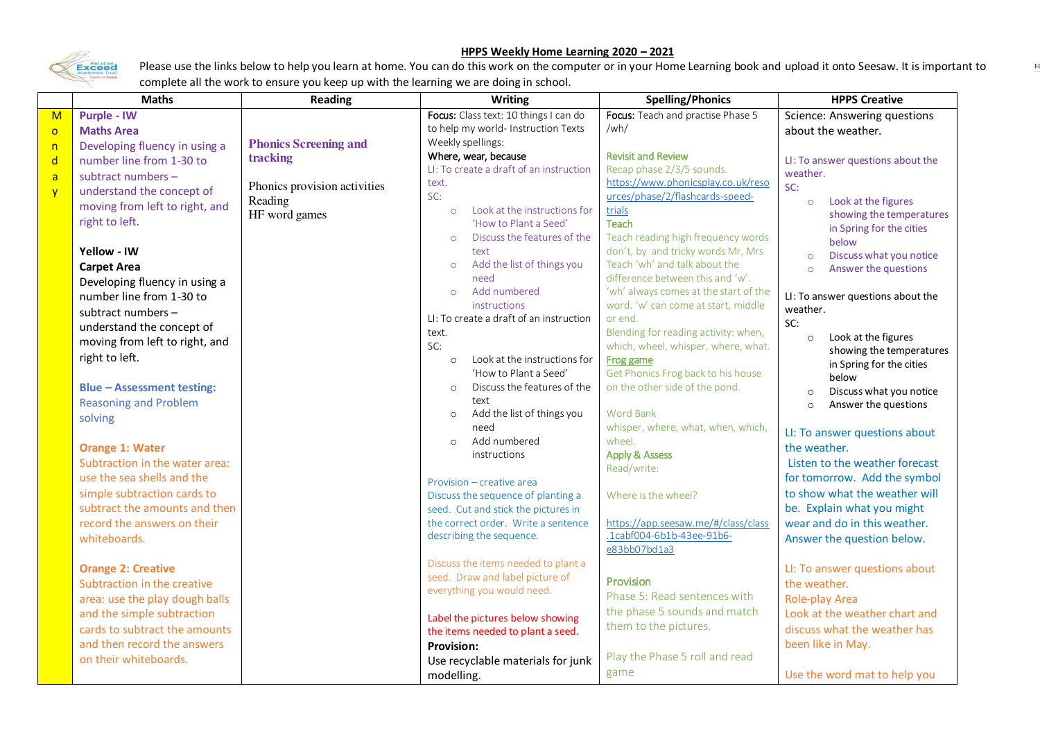# HPPS Weekly Home Learning 2020 – 2021

Please use the links below to help you learn at home. You can do this work on the computer or in your Home Learning book and upload it onto Seesaw. It is important to complete all the work to ensure you keep up with the learning we are doing in school.

| | Maths | Reading | Writing | Spelling/Phonics | HPPS Creative |
|---|---|---|---|---|---|
| Monday | **Purple - IW**<br>**Maths Area**<br>Developing fluency in using a number line from 1-30 to subtract numbers – understand the concept of moving from left to right, and right to left.<br><br>**Yellow - IW**<br>**Carpet Area**<br>Developing fluency in using a number line from 1-30 to subtract numbers – understand the concept of moving from left to right, and right to left.<br><br>**Blue – Assessment testing:**<br>Reasoning and Problem solving<br><br>**Orange 1: Water**<br>Subtraction in the water area: use the sea shells and the simple subtraction cards to subtract the amounts and then record the answers on their whiteboards.<br><br>**Orange 2: Creative**<br>Subtraction in the creative area: use the play dough balls and the simple subtraction cards to subtract the amounts and then record the answers on their whiteboards. | **Phonics Screening and tracking**<br><br>Phonics provision activities<br>Reading<br>HF word games | Focus: Class text: 10 things I can do to help my world- Instruction Texts<br>Weekly spellings:<br>Where, wear, because<br>LI: To create a draft of an instruction text.<br>SC:<br>○ Look at the instructions for 'How to Plant a Seed'<br>○ Discuss the features of the text<br>○ Add the list of things you need<br>○ Add numbered instructions<br>LI: To create a draft of an instruction text.<br>SC:<br>○ Look at the instructions for 'How to Plant a Seed'<br>○ Discuss the features of the text<br>○ Add the list of things you need<br>○ Add numbered instructions<br><br>Provision – creative area<br>Discuss the sequence of planting a seed. Cut and stick the pictures in the correct order. Write a sentence describing the sequence.<br><br>Discuss the items needed to plant a seed. Draw and label picture of everything you would need.<br><br>Label the pictures below showing the items needed to plant a seed.<br>**Provision:**<br>Use recyclable materials for junk modelling. | Focus: Teach and practise Phase 5 /wh/<br><br>Revisit and Review<br>Recap phase 2/3/5 sounds.<br>https://www.phonicsplay.co.uk/resources/phase/2/flashcards-speed-trials<br>Teach<br>Teach reading high frequency words don't, by and tricky words Mr, Mrs<br>Teach 'wh' and talk about the difference between this and 'w'.<br>'wh' always comes at the start of the word. 'w' can come at start, middle or end.<br>Blending for reading activity: when, which, wheel, whisper, where, what.<br>Frog game<br>Get Phonics Frog back to his house on the other side of the pond.<br><br>Word Bank<br>whisper, where, what, when, which, wheel.<br>Apply & Assess<br>Read/write:<br><br>Where is the wheel?<br><br>https://app.seesaw.me/#/class/class.1cabf004-6b1b-43ee-91b6-e83bb07bd1a3<br><br>Provision<br>Phase 5: Read sentences with the phase 5 sounds and match them to the pictures.<br><br>Play the Phase 5 roll and read game | Science: Answering questions about the weather.<br><br>LI: To answer questions about the weather.<br>SC:<br>○ Look at the figures showing the temperatures in Spring for the cities below<br>○ Discuss what you notice<br>○ Answer the questions<br><br>LI: To answer questions about the weather.<br>SC:<br>○ Look at the figures showing the temperatures in Spring for the cities below<br>○ Discuss what you notice<br>○ Answer the questions<br><br>LI: To answer questions about the weather.<br>Listen to the weather forecast for tomorrow. Add the symbol to show what the weather will be. Explain what you might wear and do in this weather. Answer the question below.<br><br>LI: To answer questions about the weather.<br>Role-play Area<br>Look at the weather chart and discuss what the weather has been like in May.<br><br>Use the word mat to help you |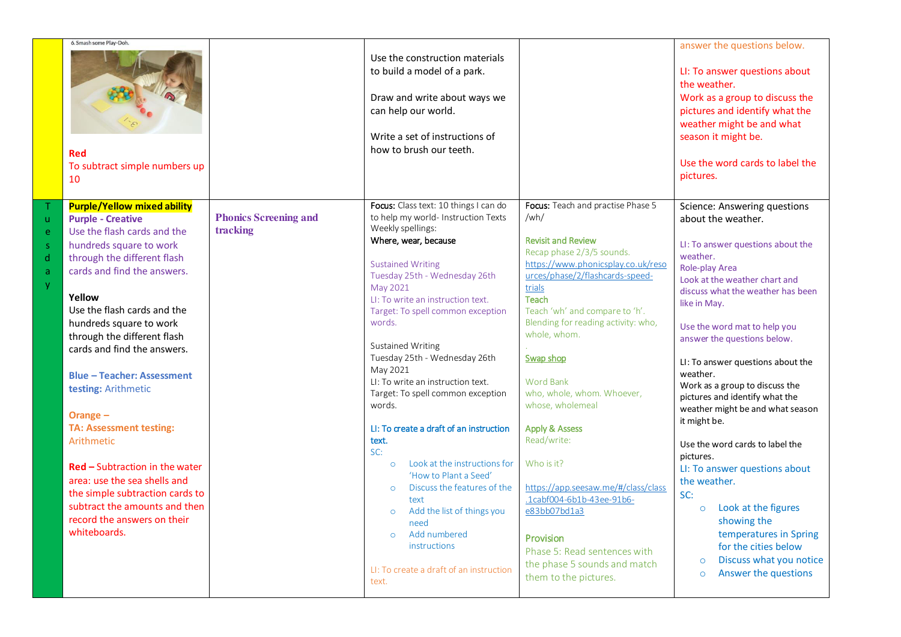| | | | | | |
|---|---|---|---|---|---|
| | 6. Smash some Play-Doh.<br><br>**Red**<br>To subtract simple numbers up 10 | | Use the construction materials to build a model of a park.<br><br>Draw and write about ways we can help our world.<br><br>Write a set of instructions of how to brush our teeth. | | answer the questions below.<br><br>LI: To answer questions about the weather.<br>Work as a group to discuss the pictures and identify what the weather might be and what season it might be.<br><br>Use the word cards to label the pictures. |
| Tuesday | **Purple/Yellow mixed ability**<br>**Purple - Creative**<br>Use the flash cards and the hundreds square to work through the different flash cards and find the answers.<br><br>**Yellow**<br>Use the flash cards and the hundreds square to work through the different flash cards and find the answers.<br><br>**Blue – Teacher: Assessment testing:** Arithmetic<br><br>**Orange –**<br>**TA: Assessment testing:** Arithmetic<br><br>**Red –** Subtraction in the water area: use the sea shells and the simple subtraction cards to subtract the amounts and then record the answers on their whiteboards. | **Phonics Screening and tracking** | **Focus:** Class text: 10 things I can do to help my world- Instruction Texts<br>Weekly spellings:<br>**Where, wear, because**<br><br>Sustained Writing<br>Tuesday 25th - Wednesday 26th May 2021<br>LI: To write an instruction text.<br>Target: To spell common exception words.<br><br>Sustained Writing<br>Tuesday 25th - Wednesday 26th May 2021<br>LI: To write an instruction text.<br>Target: To spell common exception words.<br><br>LI: To create a draft of an instruction text.<br>SC:<br>○ Look at the instructions for 'How to Plant a Seed'<br>○ Discuss the features of the text<br>○ Add the list of things you need<br>○ Add numbered instructions<br><br>LI: To create a draft of an instruction text. | **Focus:** Teach and practise Phase 5 /wh/<br><br>Revisit and Review<br>Recap phase 2/3/5 sounds.<br>https://www.phonicsplay.co.uk/resources/phase/2/flashcards-speed-trials<br>Teach<br>Teach 'wh' and compare to 'h'.<br>Blending for reading activity: who, whole, whom.<br>.<br>Swap shop<br><br>Word Bank<br>who, whole, whom. Whoever, whose, wholemeal<br><br>Apply & Assess<br>Read/write:<br><br>Who is it?<br><br>https://app.seesaw.me/#/class/class.1cabf004-6b1b-43ee-91b6-e83bb07bd1a3<br><br>Provision<br>Phase 5: Read sentences with the phase 5 sounds and match them to the pictures. | Science: Answering questions about the weather.<br><br>LI: To answer questions about the weather.<br>Role-play Area<br>Look at the weather chart and discuss what the weather has been like in May.<br><br>Use the word mat to help you answer the questions below.<br><br>LI: To answer questions about the weather.<br>Work as a group to discuss the pictures and identify what the weather might be and what season it might be.<br><br>Use the word cards to label the pictures.<br>LI: To answer questions about the weather.<br>SC:<br>○ Look at the figures showing the temperatures in Spring for the cities below<br>○ Discuss what you notice<br>○ Answer the questions |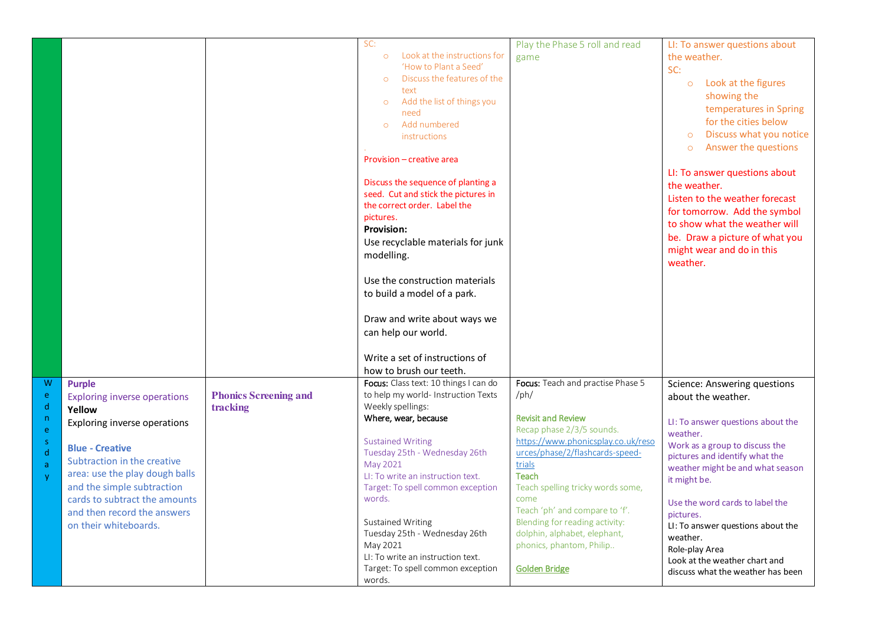| | | | | | |
|---|---|---|---|---|---|
| | | | SC:<br>○ Look at the instructions for 'How to Plant a Seed'<br>○ Discuss the features of the text<br>○ Add the list of things you need<br>○ Add numbered instructions<br>.<br>Provision – creative area<br><br>Discuss the sequence of planting a seed. Cut and stick the pictures in the correct order. Label the pictures.<br>**Provision:**<br>Use recyclable materials for junk modelling.<br><br>Use the construction materials to build a model of a park.<br><br>Draw and write about ways we can help our world.<br><br>Write a set of instructions of how to brush our teeth. | Play the Phase 5 roll and read game | LI: To answer questions about the weather.<br>SC:<br>○ Look at the figures showing the temperatures in Spring for the cities below<br>○ Discuss what you notice<br>○ Answer the questions<br><br>LI: To answer questions about the weather.<br>Listen to the weather forecast for tomorrow. Add the symbol to show what the weather will be. Draw a picture of what you might wear and do in this weather. |
| Wednesday | **Purple**<br>Exploring inverse operations<br>**Yellow**<br>Exploring inverse operations<br><br>**Blue - Creative**<br>Subtraction in the creative area: use the play dough balls and the simple subtraction cards to subtract the amounts and then record the answers on their whiteboards. | **Phonics Screening and tracking** | **Focus:** Class text: 10 things I can do to help my world- Instruction Texts<br>Weekly spellings:<br>**Where, wear, because**<br><br>Sustained Writing<br>Tuesday 25th - Wednesday 26th May 2021<br>LI: To write an instruction text.<br>Target: To spell common exception words.<br><br>Sustained Writing<br>Tuesday 25th - Wednesday 26th May 2021<br>LI: To write an instruction text.<br>Target: To spell common exception words. | **Focus:** Teach and practise Phase 5 /ph/<br><br>**Revisit and Review**<br>Recap phase 2/3/5 sounds.<br>https://www.phonicsplay.co.uk/resources/phase/2/flashcards-speed-trials<br>**Teach**<br>Teach spelling tricky words some, come<br>Teach 'ph' and compare to 'f'.<br>Blending for reading activity: dolphin, alphabet, elephant, phonics, phantom, Philip..<br><br>Golden Bridge | Science: Answering questions about the weather.<br><br>LI: To answer questions about the weather.<br>Work as a group to discuss the pictures and identify what the weather might be and what season it might be.<br><br>Use the word cards to label the pictures.<br>LI: To answer questions about the weather.<br>Role-play Area<br>Look at the weather chart and discuss what the weather has been |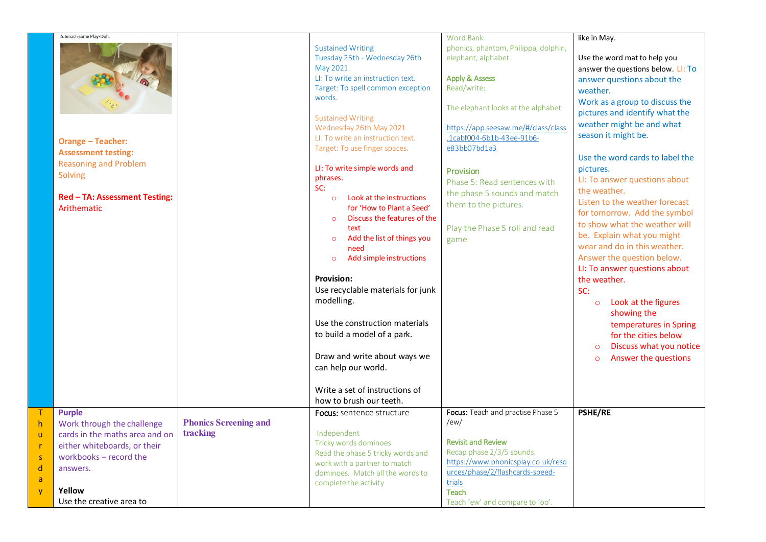| | | | | | |
|---|---|---|---|---|---|
| | 6. Smash some Play-Doh.<br><br>**Orange – Teacher: Assessment testing:**<br>Reasoning and Problem Solving<br><br>**Red – TA: Assessment Testing:**<br>Arithematic | | Sustained Writing<br>Tuesday 25th - Wednesday 26th May 2021<br>LI: To write an instruction text.<br>Target: To spell common exception words.<br><br>Sustained Writing<br>Wednesday 26th May 2021<br>LI: To write an instruction text.<br>Target: To use finger spaces.<br><br>LI: To write simple words and phrases.<br>SC:<br>○ Look at the instructions for 'How to Plant a Seed'<br>○ Discuss the features of the text<br>○ Add the list of things you need<br>○ Add simple instructions<br><br>**Provision:**<br>Use recyclable materials for junk modelling.<br><br>Use the construction materials to build a model of a park.<br><br>Draw and write about ways we can help our world.<br><br>Write a set of instructions of how to brush our teeth. | Word Bank<br>phonics, phantom, Philippa, dolphin, elephant, alphabet.<br><br>Apply & Assess<br>Read/write:<br><br>The elephant looks at the alphabet.<br><br>https://app.seesaw.me/#/class/class.1cabf004-6b1b-43ee-91b6-e83bb07bd1a3<br><br>Provision<br>Phase 5: Read sentences with the phase 5 sounds and match them to the pictures.<br><br>Play the Phase 5 roll and read game | like in May.<br><br>Use the word mat to help you answer the questions below. LI: To answer questions about the weather.<br>Work as a group to discuss the pictures and identify what the weather might be and what season it might be.<br><br>Use the word cards to label the pictures.<br>LI: To answer questions about the weather.<br>Listen to the weather forecast for tomorrow. Add the symbol to show what the weather will be. Explain what you might wear and do in this weather.<br>Answer the question below.<br>LI: To answer questions about the weather.<br>SC:<br>○ Look at the figures showing the temperatures in Spring for the cities below<br>○ Discuss what you notice<br>○ Answer the questions |
| Thursday | **Purple**<br>Work through the challenge cards in the maths area and on either whiteboards, or their workbooks – record the answers.<br><br>**Yellow**<br>Use the creative area to | **Phonics Screening and tracking** | **Focus:** sentence structure<br><br>Independent<br>Tricky words dominoes<br>Read the phase 5 tricky words and work with a partner to match dominoes. Match all the words to complete the activity | **Focus:** Teach and practise Phase 5 /ew/<br><br>Revisit and Review<br>Recap phase 2/3/5 sounds.<br>https://www.phonicsplay.co.uk/resources/phase/2/flashcards-speed-trials<br>Teach<br>Teach 'ew' and compare to 'oo'. | **PSHE/RE** |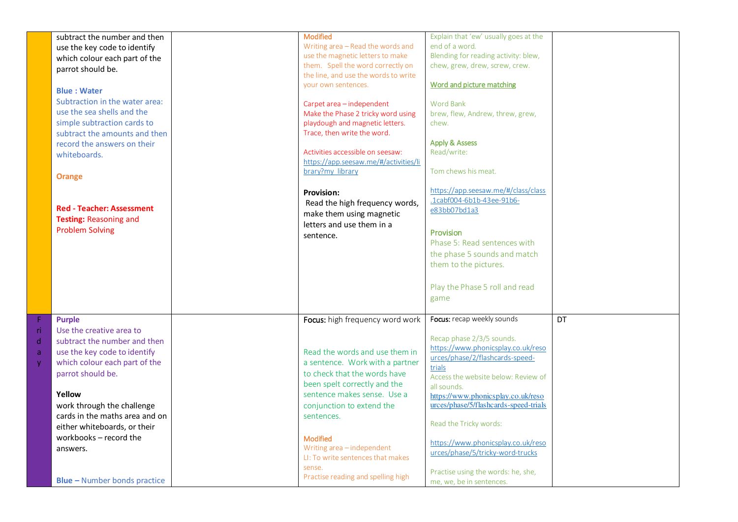| | | | | | |
|---|---|---|---|---|---|
| | subtract the number and then use the key code to identify which colour each part of the parrot should be.<br><br>**Blue : Water**<br>Subtraction in the water area: use the sea shells and the simple subtraction cards to subtract the amounts and then record the answers on their whiteboards.<br><br>**Orange**<br><br>**Red - Teacher: Assessment Testing:** Reasoning and Problem Solving | | Modified<br>Writing area – Read the words and use the magnetic letters to make them. Spell the word correctly on the line, and use the words to write your own sentences.<br><br>Carpet area – independent<br>Make the Phase 2 tricky word using playdough and magnetic letters. Trace, then write the word.<br><br>Activities accessible on seesaw: https://app.seesaw.me/#/activities/library?my_library<br><br>**Provision:**<br>Read the high frequency words, make them using magnetic letters and use them in a sentence. | Explain that 'ew' usually goes at the end of a word.<br>Blending for reading activity: blew, chew, grew, drew, screw, crew.<br><br>Word and picture matching<br><br>Word Bank<br>brew, flew, Andrew, threw, grew, chew.<br><br>Apply & Assess<br>Read/write:<br><br>Tom chews his meat.<br><br>https://app.seesaw.me/#/class/class.1cabf004-6b1b-43ee-91b6-e83bb07bd1a3<br><br>Provision<br>Phase 5: Read sentences with the phase 5 sounds and match them to the pictures.<br><br>Play the Phase 5 roll and read game | |
| Friday | **Purple**<br>Use the creative area to subtract the number and then use the key code to identify which colour each part of the parrot should be.<br><br>**Yellow**<br>work through the challenge cards in the maths area and on either whiteboards, or their workbooks – record the answers.<br><br>**Blue –** Number bonds practice | | **Focus:** high frequency word work<br><br>Read the words and use them in a sentence. Work with a partner to check that the words have been spelt correctly and the sentence makes sense. Use a conjunction to extend the sentences.<br><br>Modified<br>Writing area – independent<br>LI: To write sentences that makes sense.<br>Practise reading and spelling high | **Focus:** recap weekly sounds<br><br>Recap phase 2/3/5 sounds.<br>https://www.phonicsplay.co.uk/resources/phase/2/flashcards-speed-trials<br>Access the website below: Review of all sounds.<br>https://www.phonicsplay.co.uk/resources/phase/5/flashcards-speed-trials<br><br>Read the Tricky words:<br><br>https://www.phonicsplay.co.uk/resources/phase/5/tricky-word-trucks<br><br>Practise using the words: he, she, me, we, be in sentences. | DT |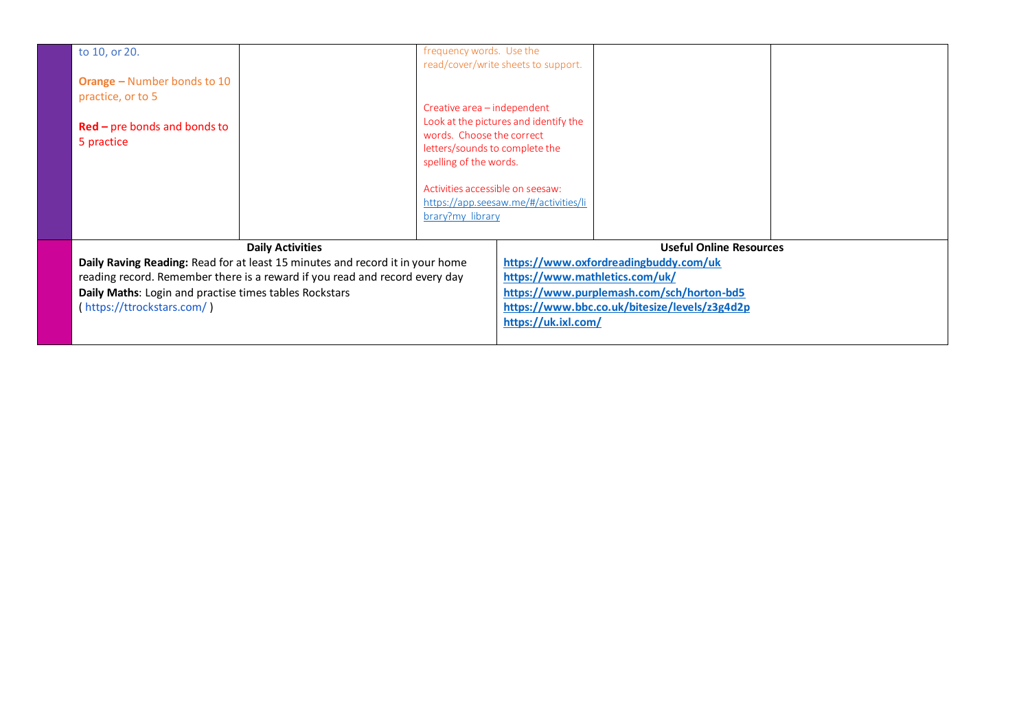| | | | | | |
|---|---|---|---|---|---|
| | to 10, or 20.<br><br>**Orange –** Number bonds to 10 practice, or to 5<br><br>**Red –** pre bonds and bonds to 5 practice | | frequency words. Use the read/cover/write sheets to support.<br><br>Creative area – independent<br>Look at the pictures and identify the words. Choose the correct letters/sounds to complete the spelling of the words.<br><br>Activities accessible on seesaw: https://app.seesaw.me/#/activities/library?my_library | | |

| | **Daily Activities** | **Useful Online Resources** |
|---|---|---|
| | **Daily Raving Reading:** Read for at least 15 minutes and record it in your home reading record. Remember there is a reward if you read and record every day<br>**Daily Maths**: Login and practise times tables Rockstars<br>( https://ttrockstars.com/ ) | **https://www.oxfordreadingbuddy.com/uk**<br>**https://www.mathletics.com/uk/**<br>**https://www.purplemash.com/sch/horton-bd5**<br>**https://www.bbc.co.uk/bitesize/levels/z3g4d2p**<br>**https://uk.ixl.com/** |